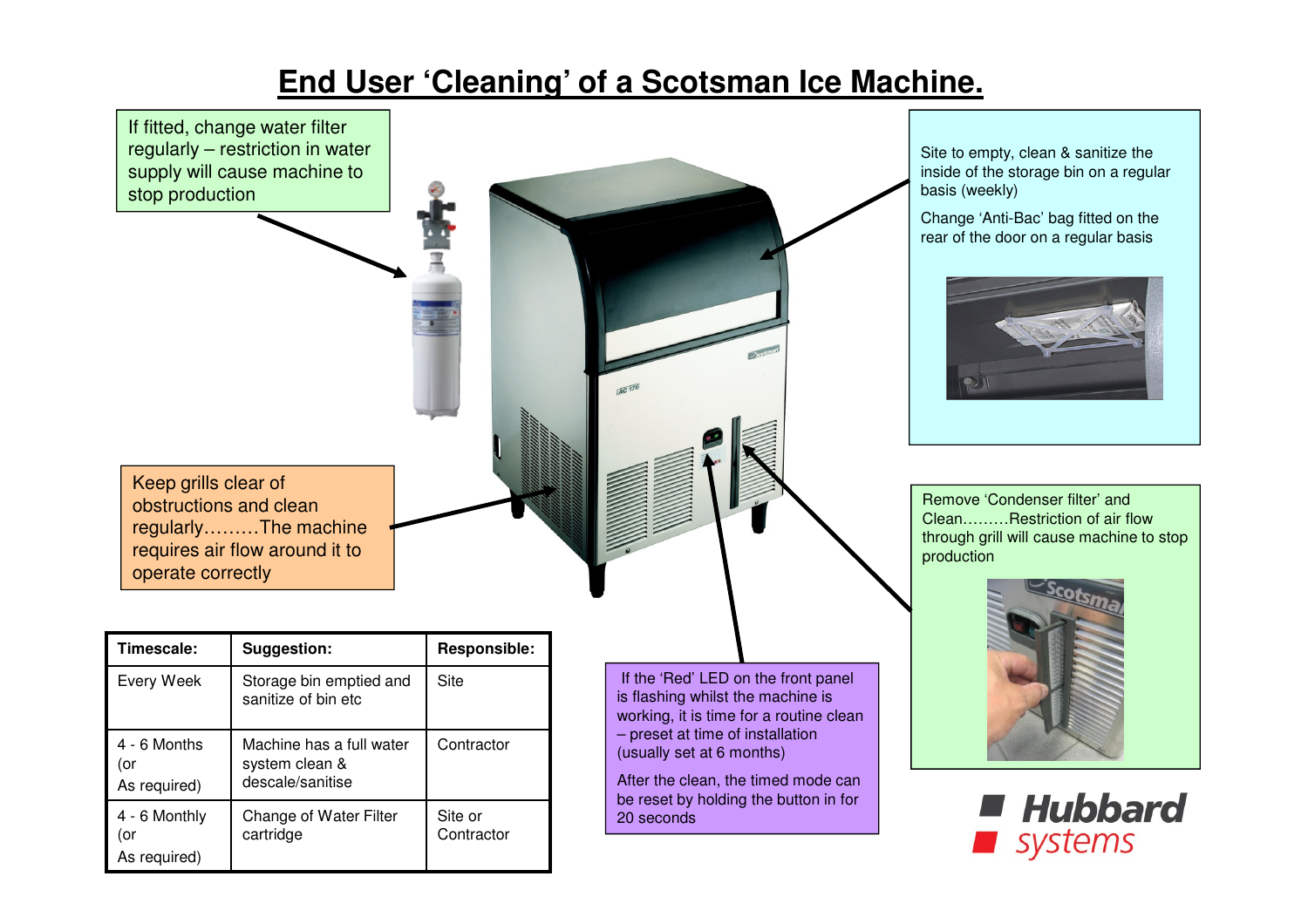# End User 'Cleaning' of a Scotsman Ice Machine.

If fitted, change water filter regularly – restriction in water supply will cause machine to stop production

Site to empty, clean & sanitize the inside of the storage bin on a regular basis (weekly)

Change 'Anti-Bac' bag fitted on the rear of the door on a regular basis

Keep grills clear of obstructions and clean regularly………The machine requires air flow around it to operate correctly

Remove 'Condenser filter' and Clean………Restriction of air flow through grill will cause machine to stop production

If the 'Red' LED on the front panel is flashing whilst the machine is working, it is time for a routine clean – preset at time of installation (usually set at 6 months)

After the clean, the timed mode can be reset by holding the button in for 20 seconds

| Timescale: | Suggestion: | Responsible: |
| --- | --- | --- |
| Every Week | Storage bin emptied and sanitize of bin etc | Site |
| 4 - 6 Months (or As required) | Machine has a full water system clean & descale/sanitise | Contractor |
| 4 - 6 Monthly (or As required) | Change of Water Filter cartridge | Site or Contractor |

Hubbard systems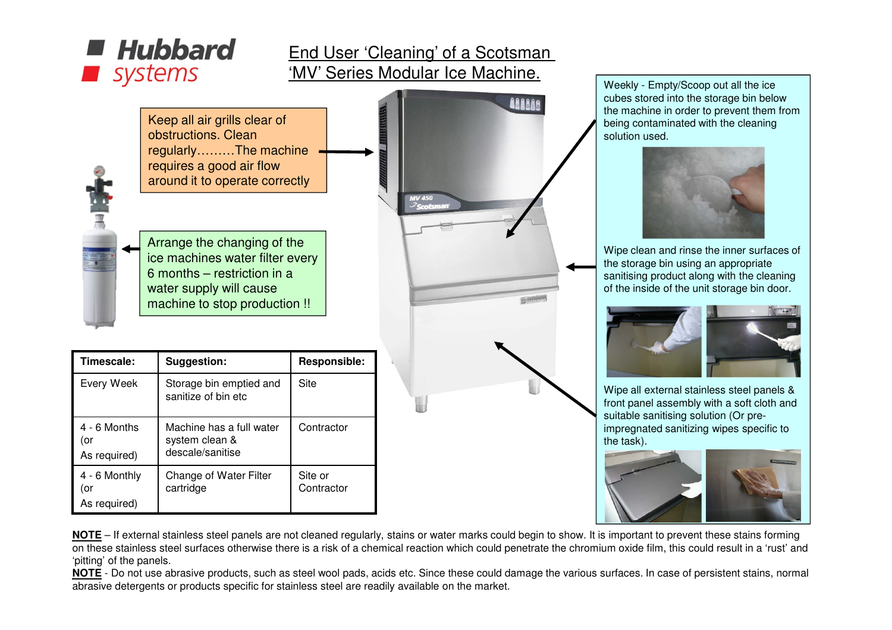# End User 'Cleaning' of a Scotsman 'MV' Series Modular Ice Machine.

Keep all air grills clear of obstructions. Clean regularly………The machine requires a good air flow around it to operate correctly

Arrange the changing of the ice machines water filter every 6 months – restriction in a water supply will cause machine to stop production !!

Weekly - Empty/Scoop out all the ice cubes stored into the storage bin below the machine in order to prevent them from being contaminated with the cleaning solution used.

Wipe clean and rinse the inner surfaces of the storage bin using an appropriate sanitising product along with the cleaning of the inside of the unit storage bin door.

Wipe all external stainless steel panels & front panel assembly with a soft cloth and suitable sanitising solution (Or pre-impregnated sanitizing wipes specific to the task).

| Timescale: | Suggestion: | Responsible: |
|---|---|---|
| Every Week | Storage bin emptied and sanitize of bin etc | Site |
| 4 - 6 Months (or As required) | Machine has a full water system clean & descale/sanitise | Contractor |
| 4 - 6 Monthly (or As required) | Change of Water Filter cartridge | Site or Contractor |

**NOTE** – If external stainless steel panels are not cleaned regularly, stains or water marks could begin to show. It is important to prevent these stains forming on these stainless steel surfaces otherwise there is a risk of a chemical reaction which could penetrate the chromium oxide film, this could result in a 'rust' and 'pitting' of the panels.

**NOTE** - Do not use abrasive products, such as steel wool pads, acids etc. Since these could damage the various surfaces. In case of persistent stains, normal abrasive detergents or products specific for stainless steel are readily available on the market.